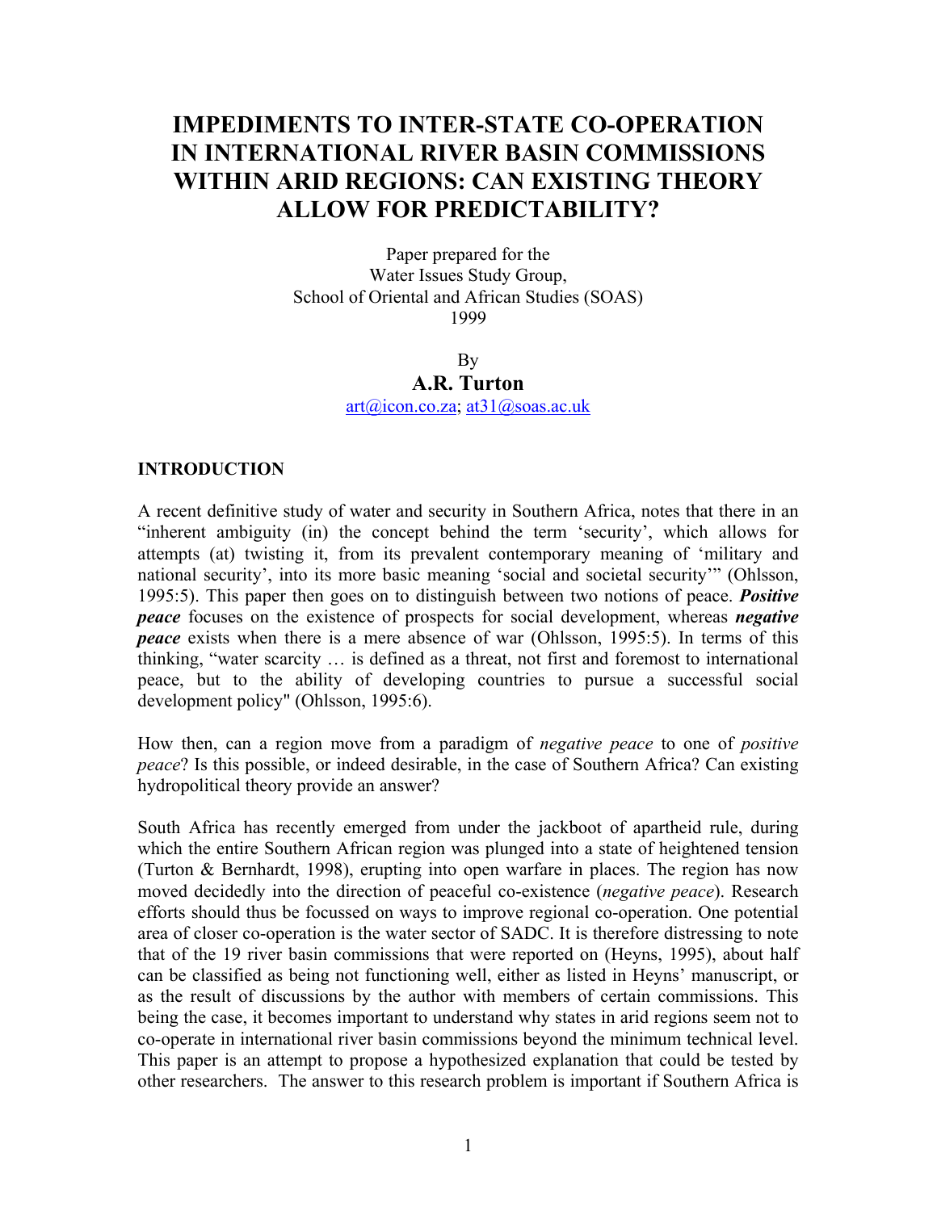# IMPEDIMENTS TO INTER-STATE CO-OPERATION IN INTERNATIONAL RIVER BASIN COMMISSIONS WITHIN ARID REGIONS: CAN EXISTING THEORY ALLOW FOR PREDICTABILITY?

Paper prepared for the
Water Issues Study Group,
School of Oriental and African Studies (SOAS)
1999

By

**A.R. Turton**

art@icon.co.za; at31@soas.ac.uk

## INTRODUCTION

A recent definitive study of water and security in Southern Africa, notes that there in an "inherent ambiguity (in) the concept behind the term 'security', which allows for attempts (at) twisting it, from its prevalent contemporary meaning of 'military and national security', into its more basic meaning 'social and societal security'" (Ohlsson, 1995:5). This paper then goes on to distinguish between two notions of peace. ***Positive peace*** focuses on the existence of prospects for social development, whereas ***negative peace*** exists when there is a mere absence of war (Ohlsson, 1995:5). In terms of this thinking, "water scarcity … is defined as a threat, not first and foremost to international peace, but to the ability of developing countries to pursue a successful social development policy" (Ohlsson, 1995:6).

How then, can a region move from a paradigm of *negative peace* to one of *positive peace*? Is this possible, or indeed desirable, in the case of Southern Africa? Can existing hydropolitical theory provide an answer?

South Africa has recently emerged from under the jackboot of apartheid rule, during which the entire Southern African region was plunged into a state of heightened tension (Turton & Bernhardt, 1998), erupting into open warfare in places. The region has now moved decidedly into the direction of peaceful co-existence (*negative peace*). Research efforts should thus be focussed on ways to improve regional co-operation. One potential area of closer co-operation is the water sector of SADC. It is therefore distressing to note that of the 19 river basin commissions that were reported on (Heyns, 1995), about half can be classified as being not functioning well, either as listed in Heyns' manuscript, or as the result of discussions by the author with members of certain commissions. This being the case, it becomes important to understand why states in arid regions seem not to co-operate in international river basin commissions beyond the minimum technical level. This paper is an attempt to propose a hypothesized explanation that could be tested by other researchers. The answer to this research problem is important if Southern Africa is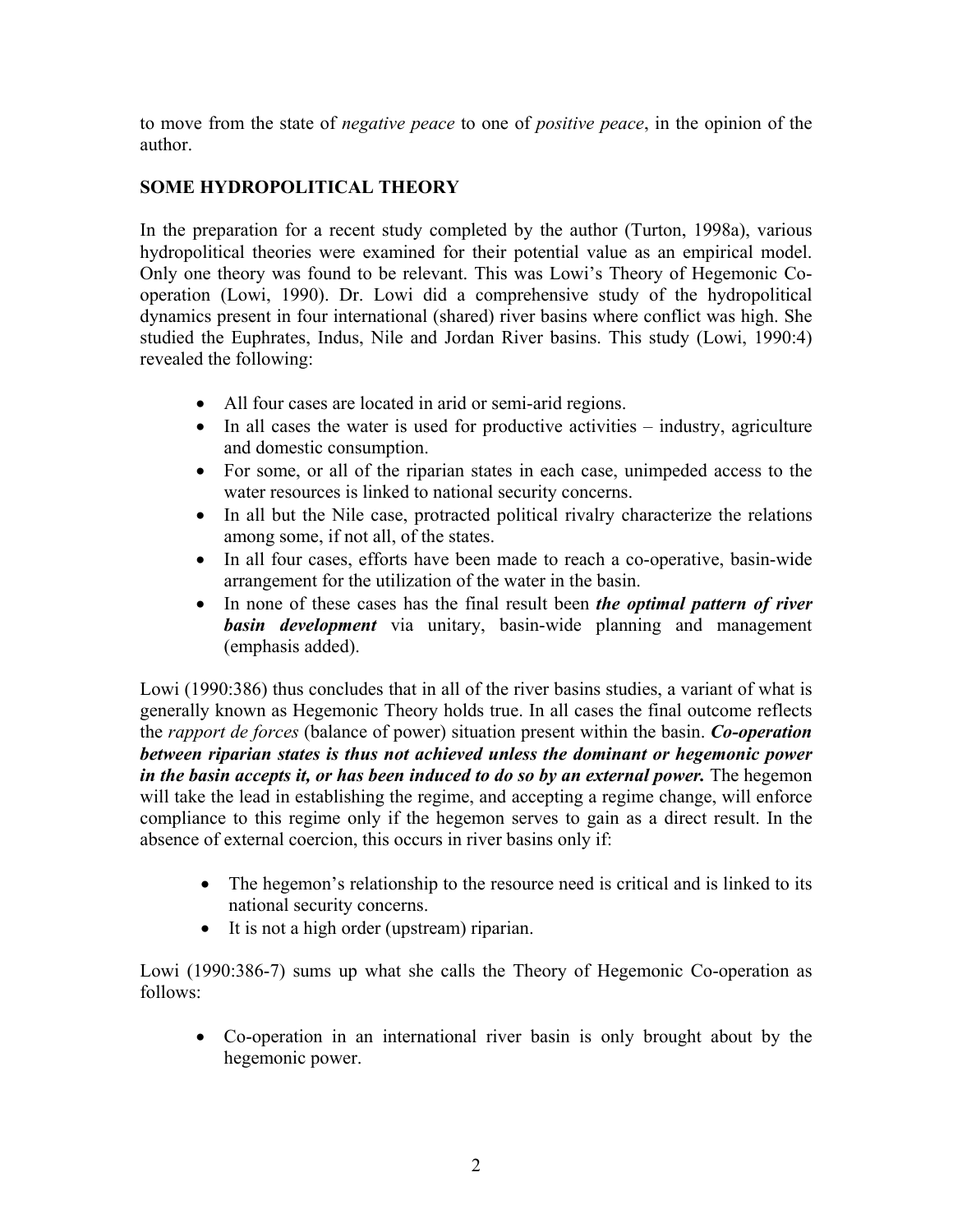to move from the state of *negative peace* to one of *positive peace*, in the opinion of the author.

## SOME HYDROPOLITICAL THEORY

In the preparation for a recent study completed by the author (Turton, 1998a), various hydropolitical theories were examined for their potential value as an empirical model. Only one theory was found to be relevant. This was Lowi's Theory of Hegemonic Co-operation (Lowi, 1990). Dr. Lowi did a comprehensive study of the hydropolitical dynamics present in four international (shared) river basins where conflict was high. She studied the Euphrates, Indus, Nile and Jordan River basins. This study (Lowi, 1990:4) revealed the following:

- All four cases are located in arid or semi-arid regions.
- In all cases the water is used for productive activities – industry, agriculture and domestic consumption.
- For some, or all of the riparian states in each case, unimpeded access to the water resources is linked to national security concerns.
- In all but the Nile case, protracted political rivalry characterize the relations among some, if not all, of the states.
- In all four cases, efforts have been made to reach a co-operative, basin-wide arrangement for the utilization of the water in the basin.
- In none of these cases has the final result been ***the optimal pattern of river basin development*** via unitary, basin-wide planning and management (emphasis added).

Lowi (1990:386) thus concludes that in all of the river basins studies, a variant of what is generally known as Hegemonic Theory holds true. In all cases the final outcome reflects the *rapport de forces* (balance of power) situation present within the basin. ***Co-operation between riparian states is thus not achieved unless the dominant or hegemonic power in the basin accepts it, or has been induced to do so by an external power.*** The hegemon will take the lead in establishing the regime, and accepting a regime change, will enforce compliance to this regime only if the hegemon serves to gain as a direct result. In the absence of external coercion, this occurs in river basins only if:

- The hegemon's relationship to the resource need is critical and is linked to its national security concerns.
- It is not a high order (upstream) riparian.

Lowi (1990:386-7) sums up what she calls the Theory of Hegemonic Co-operation as follows:

- Co-operation in an international river basin is only brought about by the hegemonic power.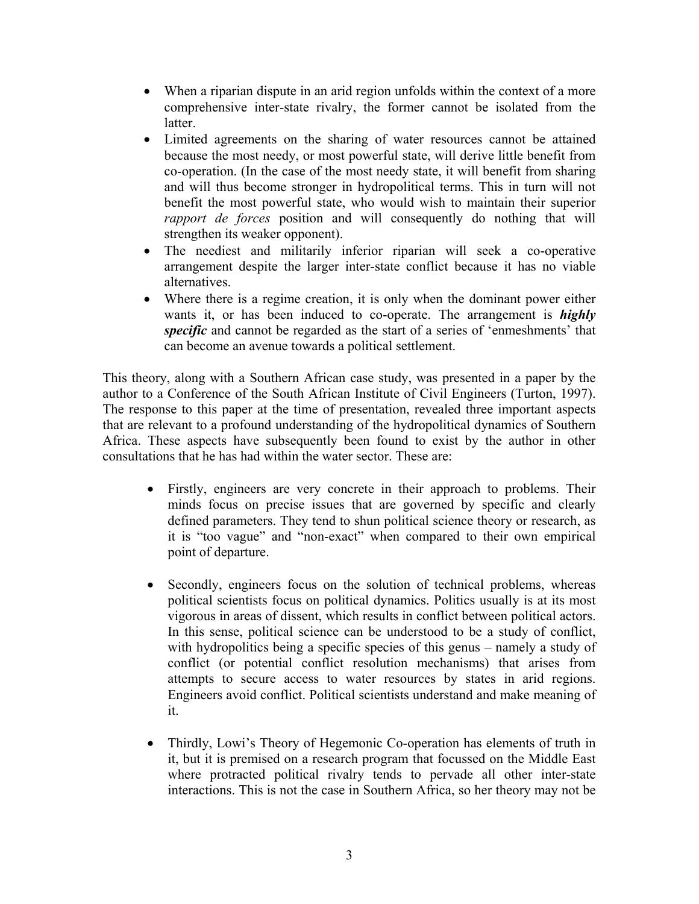- When a riparian dispute in an arid region unfolds within the context of a more comprehensive inter-state rivalry, the former cannot be isolated from the latter.
- Limited agreements on the sharing of water resources cannot be attained because the most needy, or most powerful state, will derive little benefit from co-operation. (In the case of the most needy state, it will benefit from sharing and will thus become stronger in hydropolitical terms. This in turn will not benefit the most powerful state, who would wish to maintain their superior *rapport de forces* position and will consequently do nothing that will strengthen its weaker opponent).
- The neediest and militarily inferior riparian will seek a co-operative arrangement despite the larger inter-state conflict because it has no viable alternatives.
- Where there is a regime creation, it is only when the dominant power either wants it, or has been induced to co-operate. The arrangement is ***highly specific*** and cannot be regarded as the start of a series of 'enmeshments' that can become an avenue towards a political settlement.

This theory, along with a Southern African case study, was presented in a paper by the author to a Conference of the South African Institute of Civil Engineers (Turton, 1997). The response to this paper at the time of presentation, revealed three important aspects that are relevant to a profound understanding of the hydropolitical dynamics of Southern Africa. These aspects have subsequently been found to exist by the author in other consultations that he has had within the water sector. These are:

- Firstly, engineers are very concrete in their approach to problems. Their minds focus on precise issues that are governed by specific and clearly defined parameters. They tend to shun political science theory or research, as it is "too vague" and "non-exact" when compared to their own empirical point of departure.

- Secondly, engineers focus on the solution of technical problems, whereas political scientists focus on political dynamics. Politics usually is at its most vigorous in areas of dissent, which results in conflict between political actors. In this sense, political science can be understood to be a study of conflict, with hydropolitics being a specific species of this genus – namely a study of conflict (or potential conflict resolution mechanisms) that arises from attempts to secure access to water resources by states in arid regions. Engineers avoid conflict. Political scientists understand and make meaning of it.

- Thirdly, Lowi's Theory of Hegemonic Co-operation has elements of truth in it, but it is premised on a research program that focussed on the Middle East where protracted political rivalry tends to pervade all other inter-state interactions. This is not the case in Southern Africa, so her theory may not be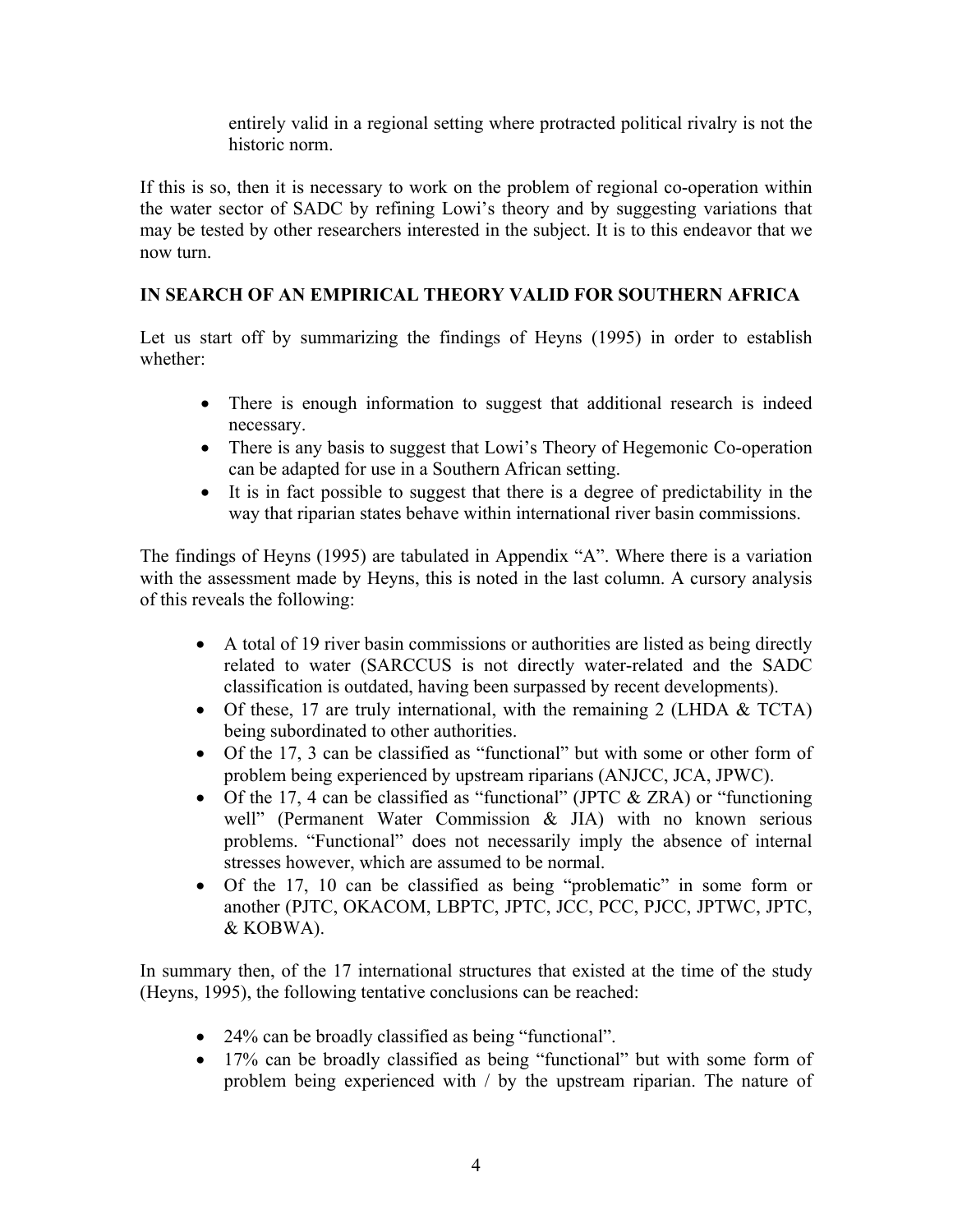entirely valid in a regional setting where protracted political rivalry is not the historic norm.

If this is so, then it is necessary to work on the problem of regional co-operation within the water sector of SADC by refining Lowi's theory and by suggesting variations that may be tested by other researchers interested in the subject. It is to this endeavor that we now turn.

**IN SEARCH OF AN EMPIRICAL THEORY VALID FOR SOUTHERN AFRICA**

Let us start off by summarizing the findings of Heyns (1995) in order to establish whether:

- There is enough information to suggest that additional research is indeed necessary.
- There is any basis to suggest that Lowi's Theory of Hegemonic Co-operation can be adapted for use in a Southern African setting.
- It is in fact possible to suggest that there is a degree of predictability in the way that riparian states behave within international river basin commissions.

The findings of Heyns (1995) are tabulated in Appendix "A". Where there is a variation with the assessment made by Heyns, this is noted in the last column. A cursory analysis of this reveals the following:

- A total of 19 river basin commissions or authorities are listed as being directly related to water (SARCCUS is not directly water-related and the SADC classification is outdated, having been surpassed by recent developments).
- Of these, 17 are truly international, with the remaining 2 (LHDA & TCTA) being subordinated to other authorities.
- Of the 17, 3 can be classified as "functional" but with some or other form of problem being experienced by upstream riparians (ANJCC, JCA, JPWC).
- Of the 17, 4 can be classified as "functional" (JPTC & ZRA) or "functioning well" (Permanent Water Commission & JIA) with no known serious problems. "Functional" does not necessarily imply the absence of internal stresses however, which are assumed to be normal.
- Of the 17, 10 can be classified as being "problematic" in some form or another (PJTC, OKACOM, LBPTC, JPTC, JCC, PCC, PJCC, JPTWC, JPTC, & KOBWA).

In summary then, of the 17 international structures that existed at the time of the study (Heyns, 1995), the following tentative conclusions can be reached:

- 24% can be broadly classified as being "functional".
- 17% can be broadly classified as being "functional" but with some form of problem being experienced with / by the upstream riparian. The nature of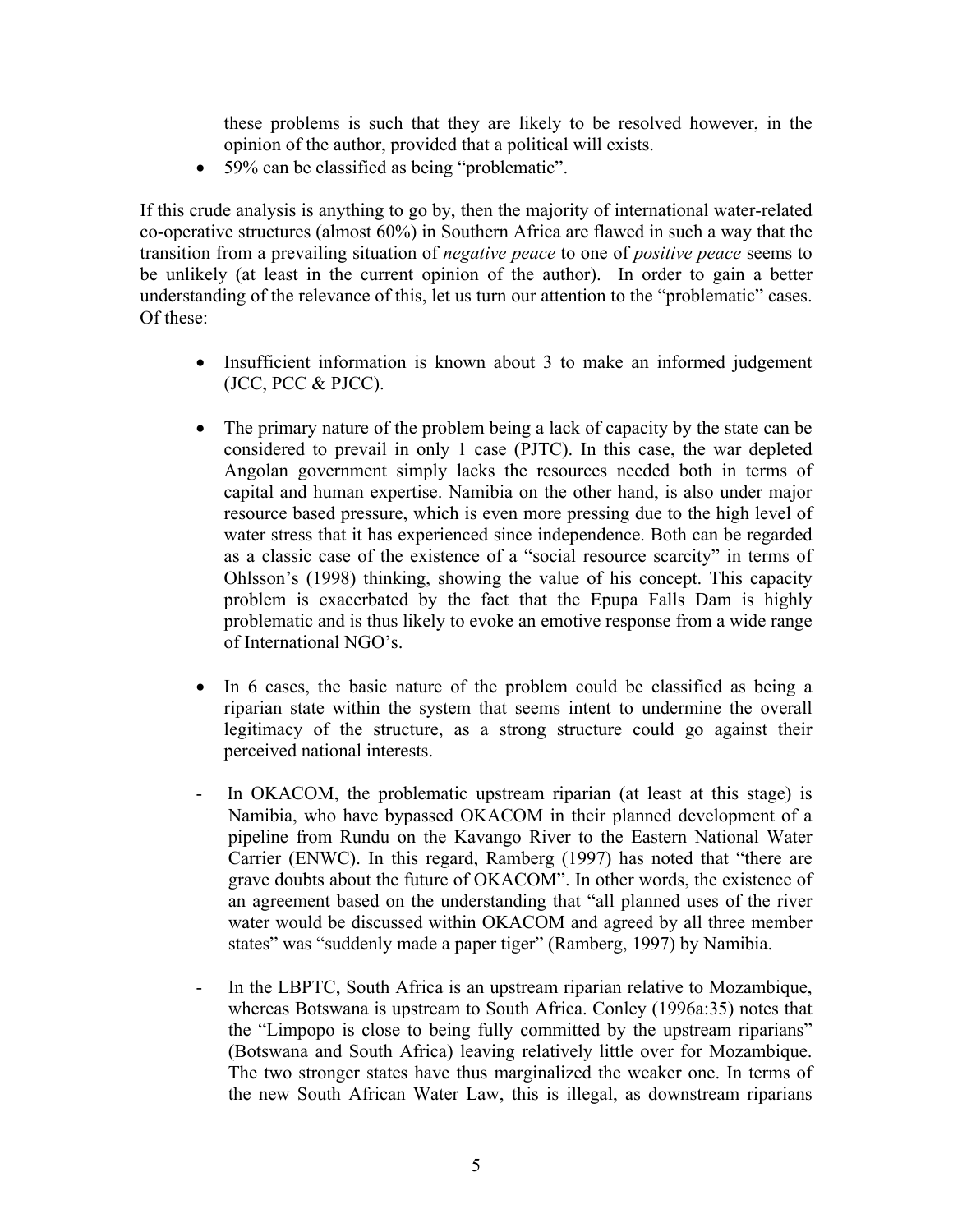these problems is such that they are likely to be resolved however, in the opinion of the author, provided that a political will exists.

- 59% can be classified as being "problematic".

If this crude analysis is anything to go by, then the majority of international water-related co-operative structures (almost 60%) in Southern Africa are flawed in such a way that the transition from a prevailing situation of *negative peace* to one of *positive peace* seems to be unlikely (at least in the current opinion of the author). In order to gain a better understanding of the relevance of this, let us turn our attention to the "problematic" cases. Of these:

- Insufficient information is known about 3 to make an informed judgement (JCC, PCC & PJCC).

- The primary nature of the problem being a lack of capacity by the state can be considered to prevail in only 1 case (PJTC). In this case, the war depleted Angolan government simply lacks the resources needed both in terms of capital and human expertise. Namibia on the other hand, is also under major resource based pressure, which is even more pressing due to the high level of water stress that it has experienced since independence. Both can be regarded as a classic case of the existence of a "social resource scarcity" in terms of Ohlsson's (1998) thinking, showing the value of his concept. This capacity problem is exacerbated by the fact that the Epupa Falls Dam is highly problematic and is thus likely to evoke an emotive response from a wide range of International NGO's.

- In 6 cases, the basic nature of the problem could be classified as being a riparian state within the system that seems intent to undermine the overall legitimacy of the structure, as a strong structure could go against their perceived national interests.

- In OKACOM, the problematic upstream riparian (at least at this stage) is Namibia, who have bypassed OKACOM in their planned development of a pipeline from Rundu on the Kavango River to the Eastern National Water Carrier (ENWC). In this regard, Ramberg (1997) has noted that "there are grave doubts about the future of OKACOM". In other words, the existence of an agreement based on the understanding that "all planned uses of the river water would be discussed within OKACOM and agreed by all three member states" was "suddenly made a paper tiger" (Ramberg, 1997) by Namibia.

- In the LBPTC, South Africa is an upstream riparian relative to Mozambique, whereas Botswana is upstream to South Africa. Conley (1996a:35) notes that the "Limpopo is close to being fully committed by the upstream riparians" (Botswana and South Africa) leaving relatively little over for Mozambique. The two stronger states have thus marginalized the weaker one. In terms of the new South African Water Law, this is illegal, as downstream riparians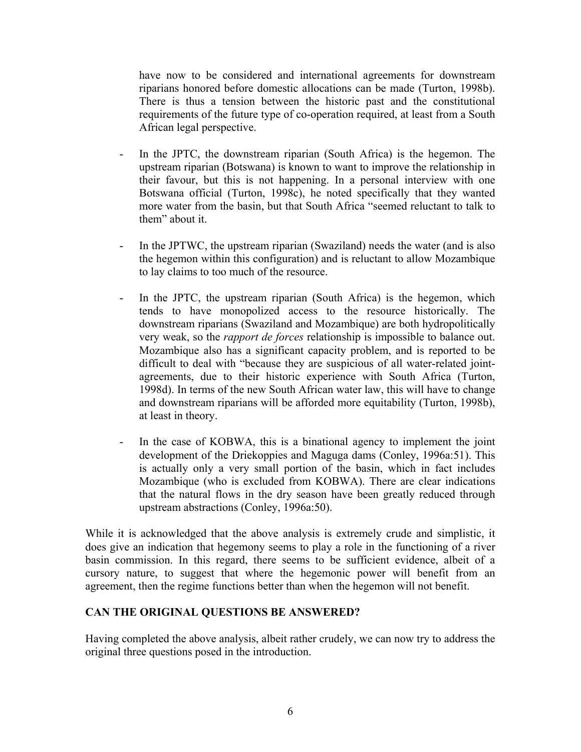have now to be considered and international agreements for downstream riparians honored before domestic allocations can be made (Turton, 1998b). There is thus a tension between the historic past and the constitutional requirements of the future type of co-operation required, at least from a South African legal perspective.

- In the JPTC, the downstream riparian (South Africa) is the hegemon. The upstream riparian (Botswana) is known to want to improve the relationship in their favour, but this is not happening. In a personal interview with one Botswana official (Turton, 1998c), he noted specifically that they wanted more water from the basin, but that South Africa "seemed reluctant to talk to them" about it.

- In the JPTWC, the upstream riparian (Swaziland) needs the water (and is also the hegemon within this configuration) and is reluctant to allow Mozambique to lay claims to too much of the resource.

- In the JPTC, the upstream riparian (South Africa) is the hegemon, which tends to have monopolized access to the resource historically. The downstream riparians (Swaziland and Mozambique) are both hydropolitically very weak, so the *rapport de forces* relationship is impossible to balance out. Mozambique also has a significant capacity problem, and is reported to be difficult to deal with "because they are suspicious of all water-related joint-agreements, due to their historic experience with South Africa (Turton, 1998d). In terms of the new South African water law, this will have to change and downstream riparians will be afforded more equitability (Turton, 1998b), at least in theory.

- In the case of KOBWA, this is a binational agency to implement the joint development of the Driekoppies and Maguga dams (Conley, 1996a:51). This is actually only a very small portion of the basin, which in fact includes Mozambique (who is excluded from KOBWA). There are clear indications that the natural flows in the dry season have been greatly reduced through upstream abstractions (Conley, 1996a:50).

While it is acknowledged that the above analysis is extremely crude and simplistic, it does give an indication that hegemony seems to play a role in the functioning of a river basin commission. In this regard, there seems to be sufficient evidence, albeit of a cursory nature, to suggest that where the hegemonic power will benefit from an agreement, then the regime functions better than when the hegemon will not benefit.

## CAN THE ORIGINAL QUESTIONS BE ANSWERED?

Having completed the above analysis, albeit rather crudely, we can now try to address the original three questions posed in the introduction.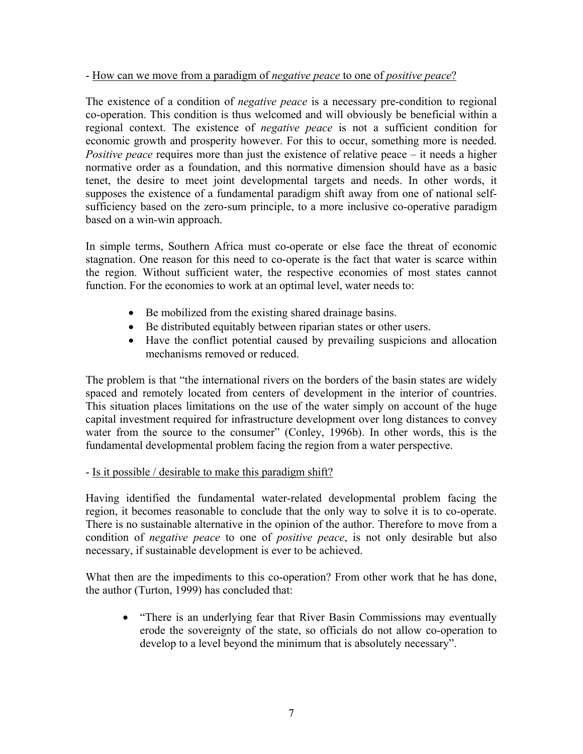- <u>How can we move from a paradigm of *negative peace* to one of *positive peace*?</u>

The existence of a condition of *negative peace* is a necessary pre-condition to regional co-operation. This condition is thus welcomed and will obviously be beneficial within a regional context. The existence of *negative peace* is not a sufficient condition for economic growth and prosperity however. For this to occur, something more is needed. *Positive peace* requires more than just the existence of relative peace – it needs a higher normative order as a foundation, and this normative dimension should have as a basic tenet, the desire to meet joint developmental targets and needs. In other words, it supposes the existence of a fundamental paradigm shift away from one of national self-sufficiency based on the zero-sum principle, to a more inclusive co-operative paradigm based on a win-win approach.

In simple terms, Southern Africa must co-operate or else face the threat of economic stagnation. One reason for this need to co-operate is the fact that water is scarce within the region. Without sufficient water, the respective economies of most states cannot function. For the economies to work at an optimal level, water needs to:

- Be mobilized from the existing shared drainage basins.
- Be distributed equitably between riparian states or other users.
- Have the conflict potential caused by prevailing suspicions and allocation mechanisms removed or reduced.

The problem is that "the international rivers on the borders of the basin states are widely spaced and remotely located from centers of development in the interior of countries. This situation places limitations on the use of the water simply on account of the huge capital investment required for infrastructure development over long distances to convey water from the source to the consumer" (Conley, 1996b). In other words, this is the fundamental developmental problem facing the region from a water perspective.

- <u>Is it possible / desirable to make this paradigm shift?</u>

Having identified the fundamental water-related developmental problem facing the region, it becomes reasonable to conclude that the only way to solve it is to co-operate. There is no sustainable alternative in the opinion of the author. Therefore to move from a condition of *negative peace* to one of *positive peace*, is not only desirable but also necessary, if sustainable development is ever to be achieved.

What then are the impediments to this co-operation? From other work that he has done, the author (Turton, 1999) has concluded that:

- "There is an underlying fear that River Basin Commissions may eventually erode the sovereignty of the state, so officials do not allow co-operation to develop to a level beyond the minimum that is absolutely necessary".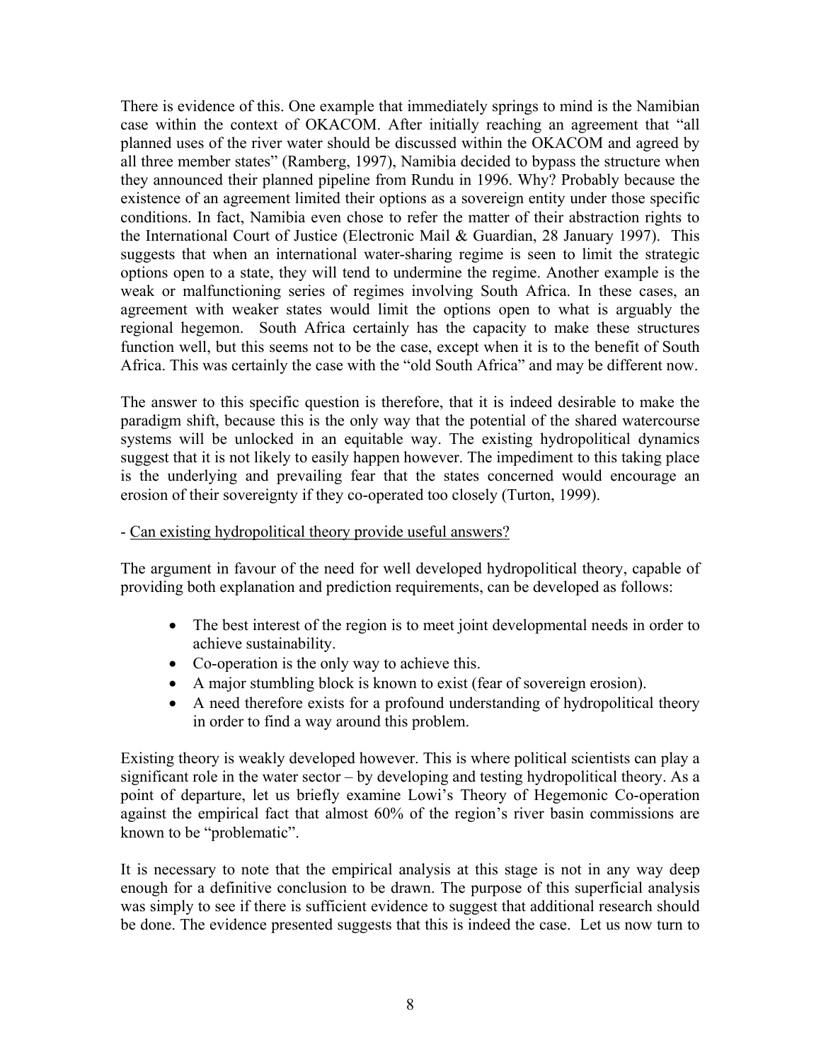There is evidence of this. One example that immediately springs to mind is the Namibian case within the context of OKACOM. After initially reaching an agreement that "all planned uses of the river water should be discussed within the OKACOM and agreed by all three member states" (Ramberg, 1997), Namibia decided to bypass the structure when they announced their planned pipeline from Rundu in 1996. Why? Probably because the existence of an agreement limited their options as a sovereign entity under those specific conditions. In fact, Namibia even chose to refer the matter of their abstraction rights to the International Court of Justice (Electronic Mail & Guardian, 28 January 1997). This suggests that when an international water-sharing regime is seen to limit the strategic options open to a state, they will tend to undermine the regime. Another example is the weak or malfunctioning series of regimes involving South Africa. In these cases, an agreement with weaker states would limit the options open to what is arguably the regional hegemon. South Africa certainly has the capacity to make these structures function well, but this seems not to be the case, except when it is to the benefit of South Africa. This was certainly the case with the "old South Africa" and may be different now.

The answer to this specific question is therefore, that it is indeed desirable to make the paradigm shift, because this is the only way that the potential of the shared watercourse systems will be unlocked in an equitable way. The existing hydropolitical dynamics suggest that it is not likely to easily happen however. The impediment to this taking place is the underlying and prevailing fear that the states concerned would encourage an erosion of their sovereignty if they co-operated too closely (Turton, 1999).

- <u>Can existing hydropolitical theory provide useful answers?</u>

The argument in favour of the need for well developed hydropolitical theory, capable of providing both explanation and prediction requirements, can be developed as follows:

- The best interest of the region is to meet joint developmental needs in order to achieve sustainability.
- Co-operation is the only way to achieve this.
- A major stumbling block is known to exist (fear of sovereign erosion).
- A need therefore exists for a profound understanding of hydropolitical theory in order to find a way around this problem.

Existing theory is weakly developed however. This is where political scientists can play a significant role in the water sector – by developing and testing hydropolitical theory. As a point of departure, let us briefly examine Lowi's Theory of Hegemonic Co-operation against the empirical fact that almost 60% of the region's river basin commissions are known to be "problematic".

It is necessary to note that the empirical analysis at this stage is not in any way deep enough for a definitive conclusion to be drawn. The purpose of this superficial analysis was simply to see if there is sufficient evidence to suggest that additional research should be done. The evidence presented suggests that this is indeed the case. Let us now turn to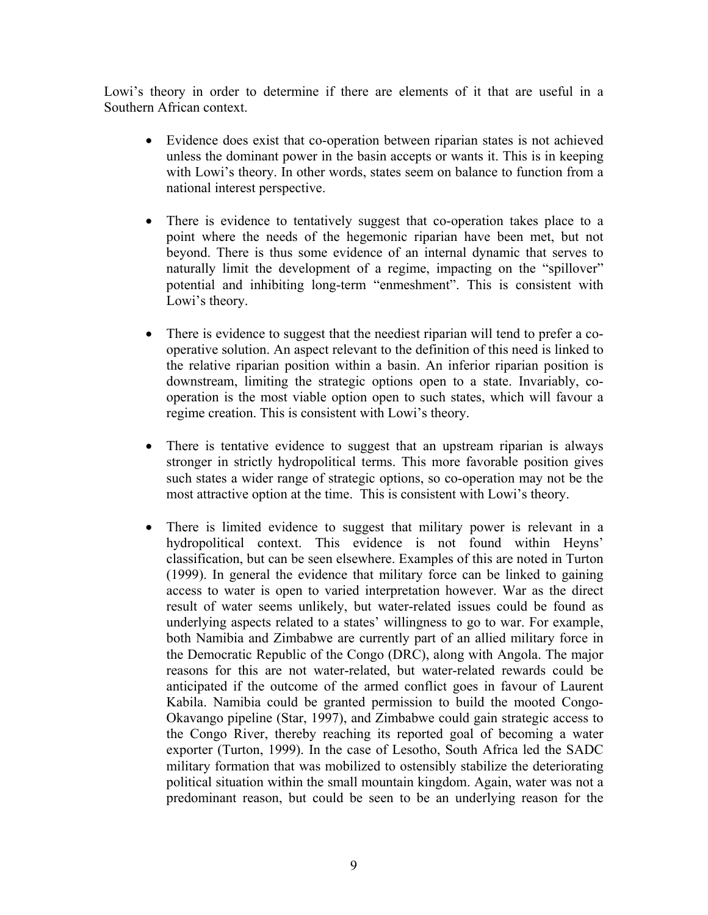Lowi's theory in order to determine if there are elements of it that are useful in a Southern African context.

- Evidence does exist that co-operation between riparian states is not achieved unless the dominant power in the basin accepts or wants it. This is in keeping with Lowi's theory. In other words, states seem on balance to function from a national interest perspective.

- There is evidence to tentatively suggest that co-operation takes place to a point where the needs of the hegemonic riparian have been met, but not beyond. There is thus some evidence of an internal dynamic that serves to naturally limit the development of a regime, impacting on the "spillover" potential and inhibiting long-term "enmeshment". This is consistent with Lowi's theory.

- There is evidence to suggest that the neediest riparian will tend to prefer a co-operative solution. An aspect relevant to the definition of this need is linked to the relative riparian position within a basin. An inferior riparian position is downstream, limiting the strategic options open to a state. Invariably, co-operation is the most viable option open to such states, which will favour a regime creation. This is consistent with Lowi's theory.

- There is tentative evidence to suggest that an upstream riparian is always stronger in strictly hydropolitical terms. This more favorable position gives such states a wider range of strategic options, so co-operation may not be the most attractive option at the time. This is consistent with Lowi's theory.

- There is limited evidence to suggest that military power is relevant in a hydropolitical context. This evidence is not found within Heyns' classification, but can be seen elsewhere. Examples of this are noted in Turton (1999). In general the evidence that military force can be linked to gaining access to water is open to varied interpretation however. War as the direct result of water seems unlikely, but water-related issues could be found as underlying aspects related to a states' willingness to go to war. For example, both Namibia and Zimbabwe are currently part of an allied military force in the Democratic Republic of the Congo (DRC), along with Angola. The major reasons for this are not water-related, but water-related rewards could be anticipated if the outcome of the armed conflict goes in favour of Laurent Kabila. Namibia could be granted permission to build the mooted Congo-Okavango pipeline (Star, 1997), and Zimbabwe could gain strategic access to the Congo River, thereby reaching its reported goal of becoming a water exporter (Turton, 1999). In the case of Lesotho, South Africa led the SADC military formation that was mobilized to ostensibly stabilize the deteriorating political situation within the small mountain kingdom. Again, water was not a predominant reason, but could be seen to be an underlying reason for the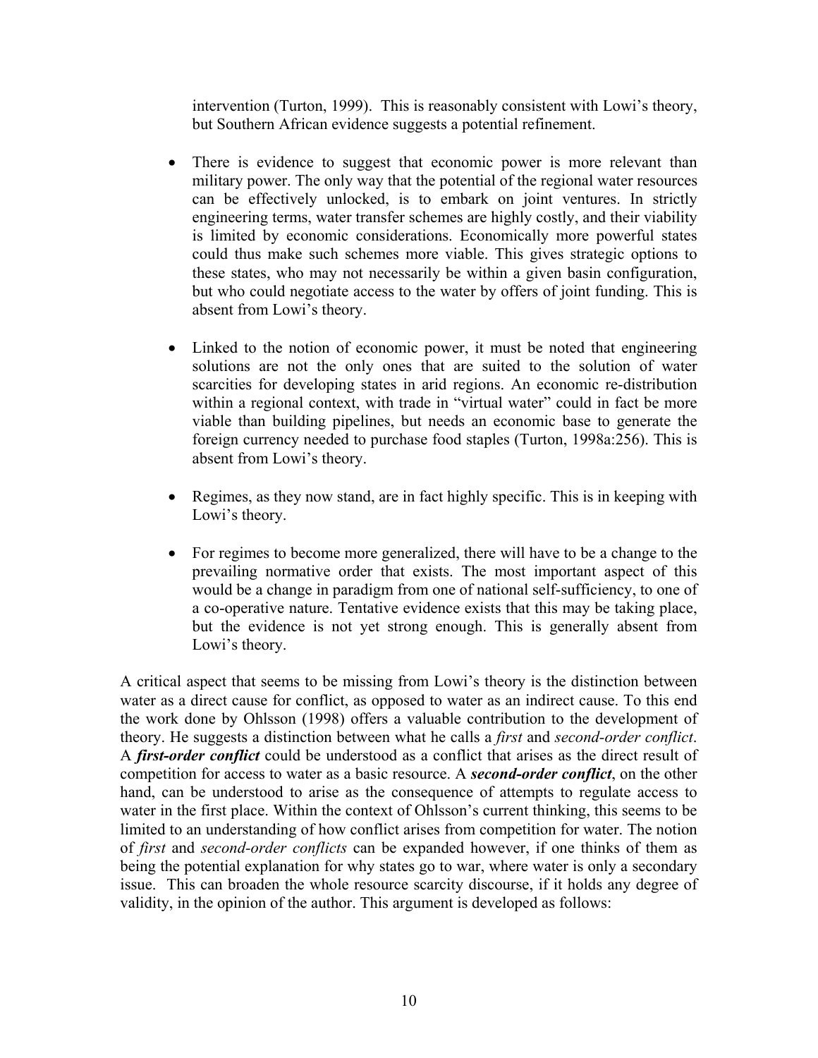intervention (Turton, 1999). This is reasonably consistent with Lowi's theory, but Southern African evidence suggests a potential refinement.

- There is evidence to suggest that economic power is more relevant than military power. The only way that the potential of the regional water resources can be effectively unlocked, is to embark on joint ventures. In strictly engineering terms, water transfer schemes are highly costly, and their viability is limited by economic considerations. Economically more powerful states could thus make such schemes more viable. This gives strategic options to these states, who may not necessarily be within a given basin configuration, but who could negotiate access to the water by offers of joint funding. This is absent from Lowi's theory.

- Linked to the notion of economic power, it must be noted that engineering solutions are not the only ones that are suited to the solution of water scarcities for developing states in arid regions. An economic re-distribution within a regional context, with trade in "virtual water" could in fact be more viable than building pipelines, but needs an economic base to generate the foreign currency needed to purchase food staples (Turton, 1998a:256). This is absent from Lowi's theory.

- Regimes, as they now stand, are in fact highly specific. This is in keeping with Lowi's theory.

- For regimes to become more generalized, there will have to be a change to the prevailing normative order that exists. The most important aspect of this would be a change in paradigm from one of national self-sufficiency, to one of a co-operative nature. Tentative evidence exists that this may be taking place, but the evidence is not yet strong enough. This is generally absent from Lowi's theory.

A critical aspect that seems to be missing from Lowi's theory is the distinction between water as a direct cause for conflict, as opposed to water as an indirect cause. To this end the work done by Ohlsson (1998) offers a valuable contribution to the development of theory. He suggests a distinction between what he calls a *first* and *second-order conflict*. A ***first-order conflict*** could be understood as a conflict that arises as the direct result of competition for access to water as a basic resource. A ***second-order conflict***, on the other hand, can be understood to arise as the consequence of attempts to regulate access to water in the first place. Within the context of Ohlsson's current thinking, this seems to be limited to an understanding of how conflict arises from competition for water. The notion of *first* and *second-order conflicts* can be expanded however, if one thinks of them as being the potential explanation for why states go to war, where water is only a secondary issue. This can broaden the whole resource scarcity discourse, if it holds any degree of validity, in the opinion of the author. This argument is developed as follows: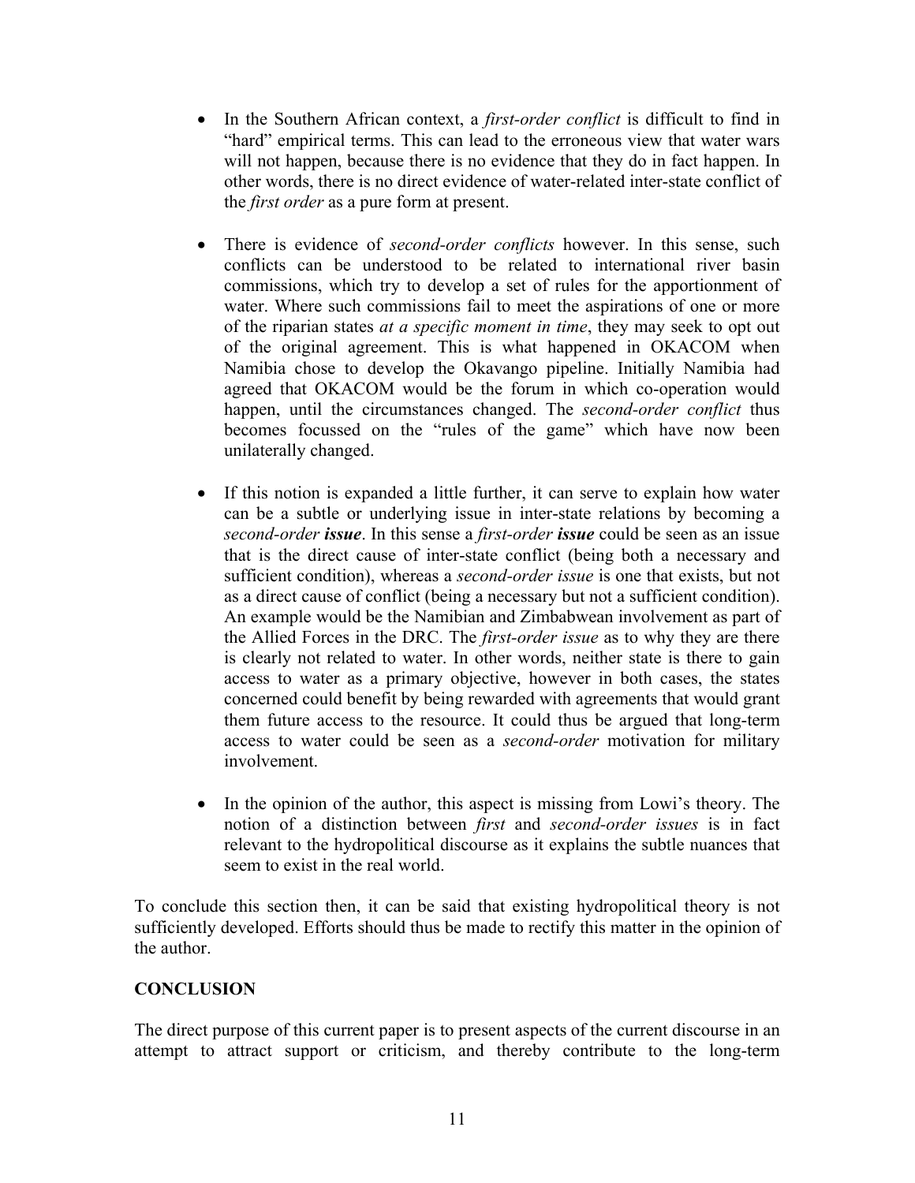- In the Southern African context, a *first-order conflict* is difficult to find in "hard" empirical terms. This can lead to the erroneous view that water wars will not happen, because there is no evidence that they do in fact happen. In other words, there is no direct evidence of water-related inter-state conflict of the *first order* as a pure form at present.

- There is evidence of *second-order conflicts* however. In this sense, such conflicts can be understood to be related to international river basin commissions, which try to develop a set of rules for the apportionment of water. Where such commissions fail to meet the aspirations of one or more of the riparian states *at a specific moment in time*, they may seek to opt out of the original agreement. This is what happened in OKACOM when Namibia chose to develop the Okavango pipeline. Initially Namibia had agreed that OKACOM would be the forum in which co-operation would happen, until the circumstances changed. The *second-order conflict* thus becomes focussed on the "rules of the game" which have now been unilaterally changed.

- If this notion is expanded a little further, it can serve to explain how water can be a subtle or underlying issue in inter-state relations by becoming a *second-order* ***issue***. In this sense a *first-order* ***issue*** could be seen as an issue that is the direct cause of inter-state conflict (being both a necessary and sufficient condition), whereas a *second-order issue* is one that exists, but not as a direct cause of conflict (being a necessary but not a sufficient condition). An example would be the Namibian and Zimbabwean involvement as part of the Allied Forces in the DRC. The *first-order issue* as to why they are there is clearly not related to water. In other words, neither state is there to gain access to water as a primary objective, however in both cases, the states concerned could benefit by being rewarded with agreements that would grant them future access to the resource. It could thus be argued that long-term access to water could be seen as a *second-order* motivation for military involvement.

- In the opinion of the author, this aspect is missing from Lowi's theory. The notion of a distinction between *first* and *second-order issues* is in fact relevant to the hydropolitical discourse as it explains the subtle nuances that seem to exist in the real world.

To conclude this section then, it can be said that existing hydropolitical theory is not sufficiently developed. Efforts should thus be made to rectify this matter in the opinion of the author.

## CONCLUSION

The direct purpose of this current paper is to present aspects of the current discourse in an attempt to attract support or criticism, and thereby contribute to the long-term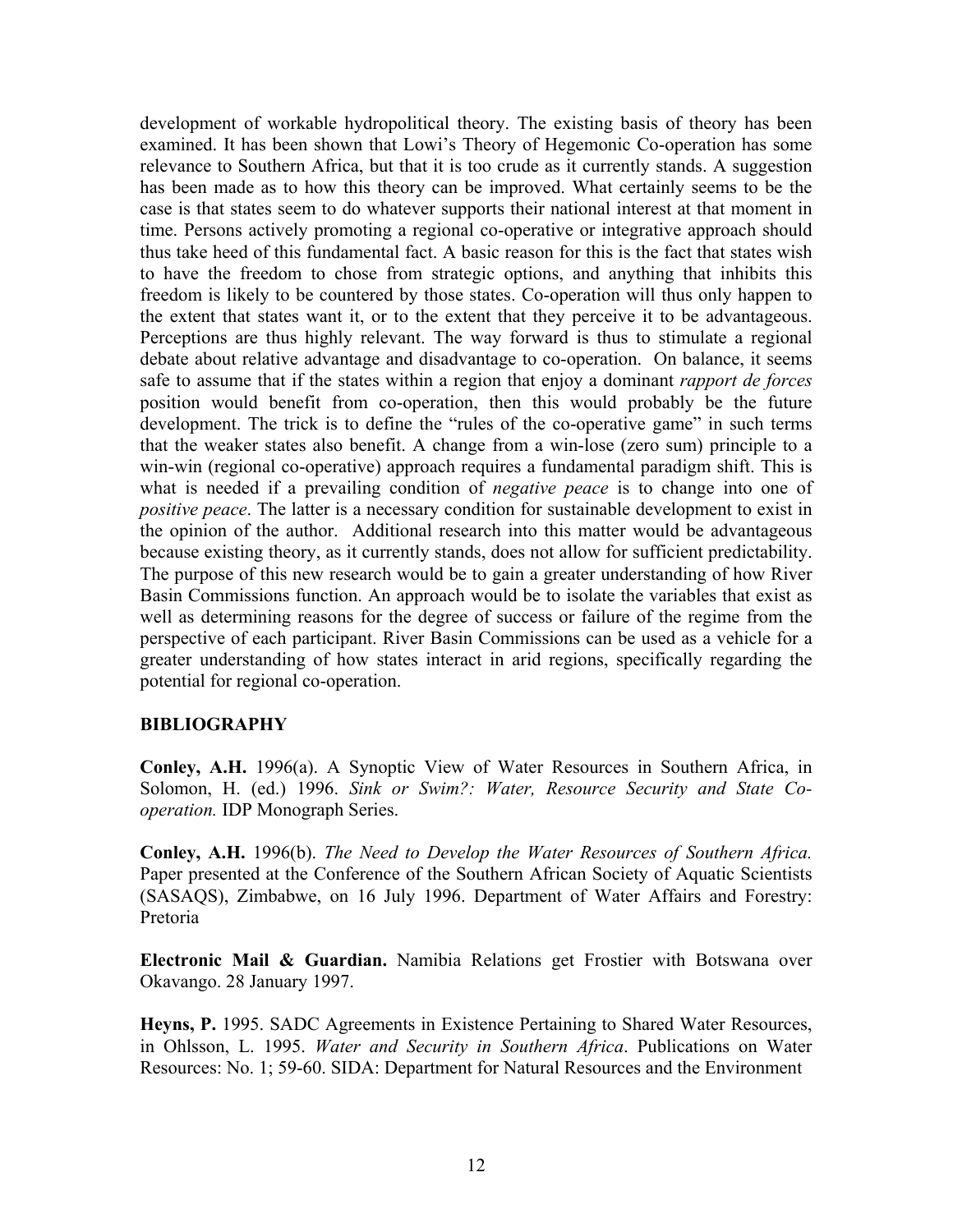development of workable hydropolitical theory. The existing basis of theory has been examined. It has been shown that Lowi's Theory of Hegemonic Co-operation has some relevance to Southern Africa, but that it is too crude as it currently stands. A suggestion has been made as to how this theory can be improved. What certainly seems to be the case is that states seem to do whatever supports their national interest at that moment in time. Persons actively promoting a regional co-operative or integrative approach should thus take heed of this fundamental fact. A basic reason for this is the fact that states wish to have the freedom to chose from strategic options, and anything that inhibits this freedom is likely to be countered by those states. Co-operation will thus only happen to the extent that states want it, or to the extent that they perceive it to be advantageous. Perceptions are thus highly relevant. The way forward is thus to stimulate a regional debate about relative advantage and disadvantage to co-operation. On balance, it seems safe to assume that if the states within a region that enjoy a dominant *rapport de forces* position would benefit from co-operation, then this would probably be the future development. The trick is to define the "rules of the co-operative game" in such terms that the weaker states also benefit. A change from a win-lose (zero sum) principle to a win-win (regional co-operative) approach requires a fundamental paradigm shift. This is what is needed if a prevailing condition of *negative peace* is to change into one of *positive peace*. The latter is a necessary condition for sustainable development to exist in the opinion of the author. Additional research into this matter would be advantageous because existing theory, as it currently stands, does not allow for sufficient predictability. The purpose of this new research would be to gain a greater understanding of how River Basin Commissions function. An approach would be to isolate the variables that exist as well as determining reasons for the degree of success or failure of the regime from the perspective of each participant. River Basin Commissions can be used as a vehicle for a greater understanding of how states interact in arid regions, specifically regarding the potential for regional co-operation.

## BIBLIOGRAPHY

**Conley, A.H.** 1996(a). A Synoptic View of Water Resources in Southern Africa, in Solomon, H. (ed.) 1996. *Sink or Swim?: Water, Resource Security and State Co-operation.* IDP Monograph Series.

**Conley, A.H.** 1996(b). *The Need to Develop the Water Resources of Southern Africa.* Paper presented at the Conference of the Southern African Society of Aquatic Scientists (SASAQS), Zimbabwe, on 16 July 1996. Department of Water Affairs and Forestry: Pretoria

**Electronic Mail & Guardian.** Namibia Relations get Frostier with Botswana over Okavango. 28 January 1997.

**Heyns, P.** 1995. SADC Agreements in Existence Pertaining to Shared Water Resources, in Ohlsson, L. 1995. *Water and Security in Southern Africa*. Publications on Water Resources: No. 1; 59-60. SIDA: Department for Natural Resources and the Environment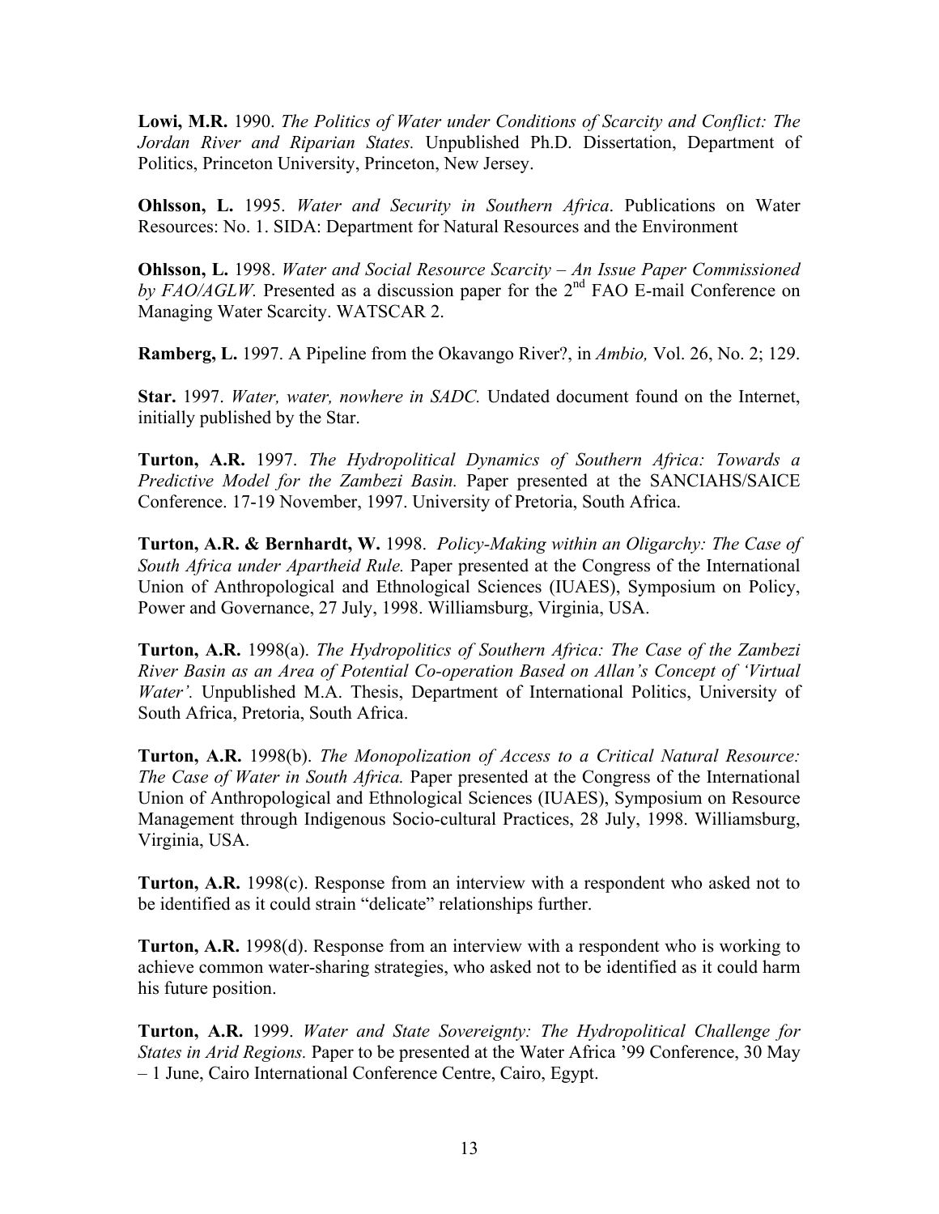**Lowi, M.R.** 1990. *The Politics of Water under Conditions of Scarcity and Conflict: The Jordan River and Riparian States.* Unpublished Ph.D. Dissertation, Department of Politics, Princeton University, Princeton, New Jersey.

**Ohlsson, L.** 1995. *Water and Security in Southern Africa*. Publications on Water Resources: No. 1. SIDA: Department for Natural Resources and the Environment

**Ohlsson, L.** 1998. *Water and Social Resource Scarcity – An Issue Paper Commissioned by FAO/AGLW.* Presented as a discussion paper for the 2nd FAO E-mail Conference on Managing Water Scarcity. WATSCAR 2.

**Ramberg, L.** 1997. A Pipeline from the Okavango River?, in *Ambio,* Vol. 26, No. 2; 129.

**Star.** 1997. *Water, water, nowhere in SADC.* Undated document found on the Internet, initially published by the Star.

**Turton, A.R.** 1997. *The Hydropolitical Dynamics of Southern Africa: Towards a Predictive Model for the Zambezi Basin.* Paper presented at the SANCIAHS/SAICE Conference. 17-19 November, 1997. University of Pretoria, South Africa.

**Turton, A.R. & Bernhardt, W.** 1998. *Policy-Making within an Oligarchy: The Case of South Africa under Apartheid Rule.* Paper presented at the Congress of the International Union of Anthropological and Ethnological Sciences (IUAES), Symposium on Policy, Power and Governance, 27 July, 1998. Williamsburg, Virginia, USA.

**Turton, A.R.** 1998(a). *The Hydropolitics of Southern Africa: The Case of the Zambezi River Basin as an Area of Potential Co-operation Based on Allan's Concept of 'Virtual Water'.* Unpublished M.A. Thesis, Department of International Politics, University of South Africa, Pretoria, South Africa.

**Turton, A.R.** 1998(b). *The Monopolization of Access to a Critical Natural Resource: The Case of Water in South Africa.* Paper presented at the Congress of the International Union of Anthropological and Ethnological Sciences (IUAES), Symposium on Resource Management through Indigenous Socio-cultural Practices, 28 July, 1998. Williamsburg, Virginia, USA.

**Turton, A.R.** 1998(c). Response from an interview with a respondent who asked not to be identified as it could strain "delicate" relationships further.

**Turton, A.R.** 1998(d). Response from an interview with a respondent who is working to achieve common water-sharing strategies, who asked not to be identified as it could harm his future position.

**Turton, A.R.** 1999. *Water and State Sovereignty: The Hydropolitical Challenge for States in Arid Regions.* Paper to be presented at the Water Africa '99 Conference, 30 May – 1 June, Cairo International Conference Centre, Cairo, Egypt.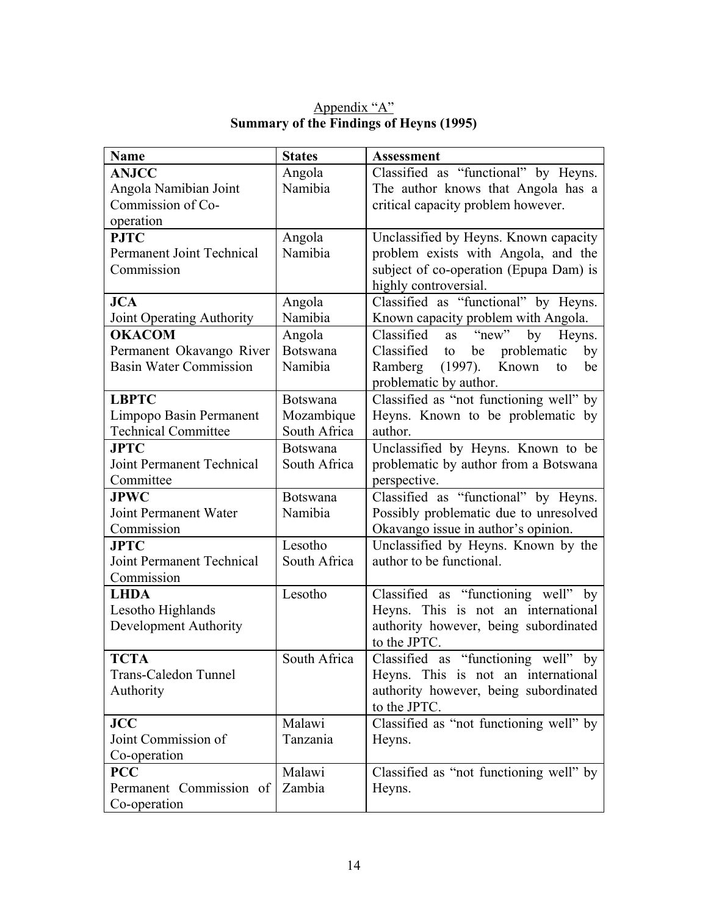Appendix "A"

**Summary of the Findings of Heyns (1995)**

| Name | States | Assessment |
|---|---|---|
| **ANJCC**<br>Angola Namibian Joint Commission of Co-operation | Angola<br>Namibia | Classified as "functional" by Heyns. The author knows that Angola has a critical capacity problem however. |
| **PJTC**<br>Permanent Joint Technical Commission | Angola<br>Namibia | Unclassified by Heyns. Known capacity problem exists with Angola, and the subject of co-operation (Epupa Dam) is highly controversial. |
| **JCA**<br>Joint Operating Authority | Angola<br>Namibia | Classified as "functional" by Heyns. Known capacity problem with Angola. |
| **OKACOM**<br>Permanent Okavango River Basin Water Commission | Angola<br>Botswana<br>Namibia | Classified as "new" by Heyns. Classified to be problematic by Ramberg (1997). Known to be problematic by author. |
| **LBPTC**<br>Limpopo Basin Permanent Technical Committee | Botswana<br>Mozambique<br>South Africa | Classified as "not functioning well" by Heyns. Known to be problematic by author. |
| **JPTC**<br>Joint Permanent Technical Committee | Botswana<br>South Africa | Unclassified by Heyns. Known to be problematic by author from a Botswana perspective. |
| **JPWC**<br>Joint Permanent Water Commission | Botswana<br>Namibia | Classified as "functional" by Heyns. Possibly problematic due to unresolved Okavango issue in author's opinion. |
| **JPTC**<br>Joint Permanent Technical Commission | Lesotho<br>South Africa | Unclassified by Heyns. Known by the author to be functional. |
| **LHDA**<br>Lesotho Highlands Development Authority | Lesotho | Classified as "functioning well" by Heyns. This is not an international authority however, being subordinated to the JPTC. |
| **TCTA**<br>Trans-Caledon Tunnel Authority | South Africa | Classified as "functioning well" by Heyns. This is not an international authority however, being subordinated to the JPTC. |
| **JCC**<br>Joint Commission of Co-operation | Malawi<br>Tanzania | Classified as "not functioning well" by Heyns. |
| **PCC**<br>Permanent Commission of Co-operation | Malawi<br>Zambia | Classified as "not functioning well" by Heyns. |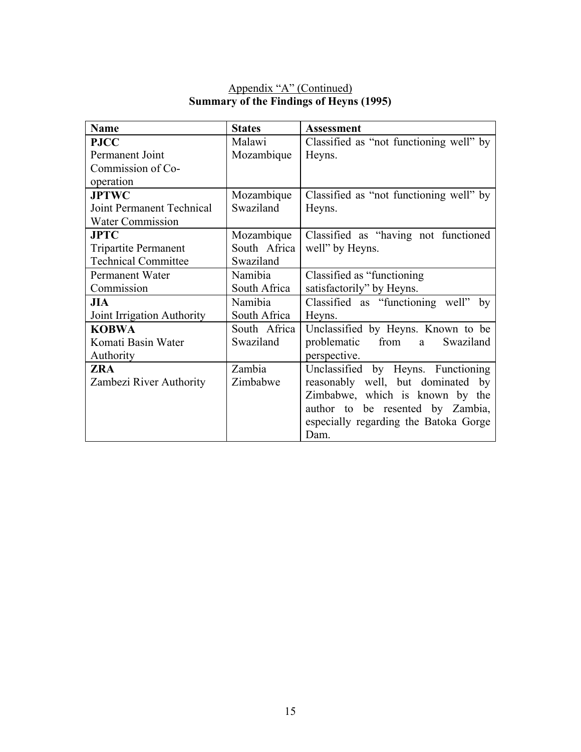Appendix "A" (Continued)

**Summary of the Findings of Heyns (1995)**

| **Name** | **States** | **Assessment** |
|---|---|---|
| **PJCC** Permanent Joint Commission of Co-operation | Malawi Mozambique | Classified as "not functioning well" by Heyns. |
| **JPTWC** Joint Permanent Technical Water Commission | Mozambique Swaziland | Classified as "not functioning well" by Heyns. |
| **JPTC** Tripartite Permanent Technical Committee | Mozambique South Africa Swaziland | Classified as "having not functioned well" by Heyns. |
| Permanent Water Commission | Namibia South Africa | Classified as "functioning satisfactorily" by Heyns. |
| **JIA** Joint Irrigation Authority | Namibia South Africa | Classified as "functioning well" by Heyns. |
| **KOBWA** Komati Basin Water Authority | South Africa Swaziland | Unclassified by Heyns. Known to be problematic from a Swaziland perspective. |
| **ZRA** Zambezi River Authority | Zambia Zimbabwe | Unclassified by Heyns. Functioning reasonably well, but dominated by Zimbabwe, which is known by the author to be resented by Zambia, especially regarding the Batoka Gorge Dam. |